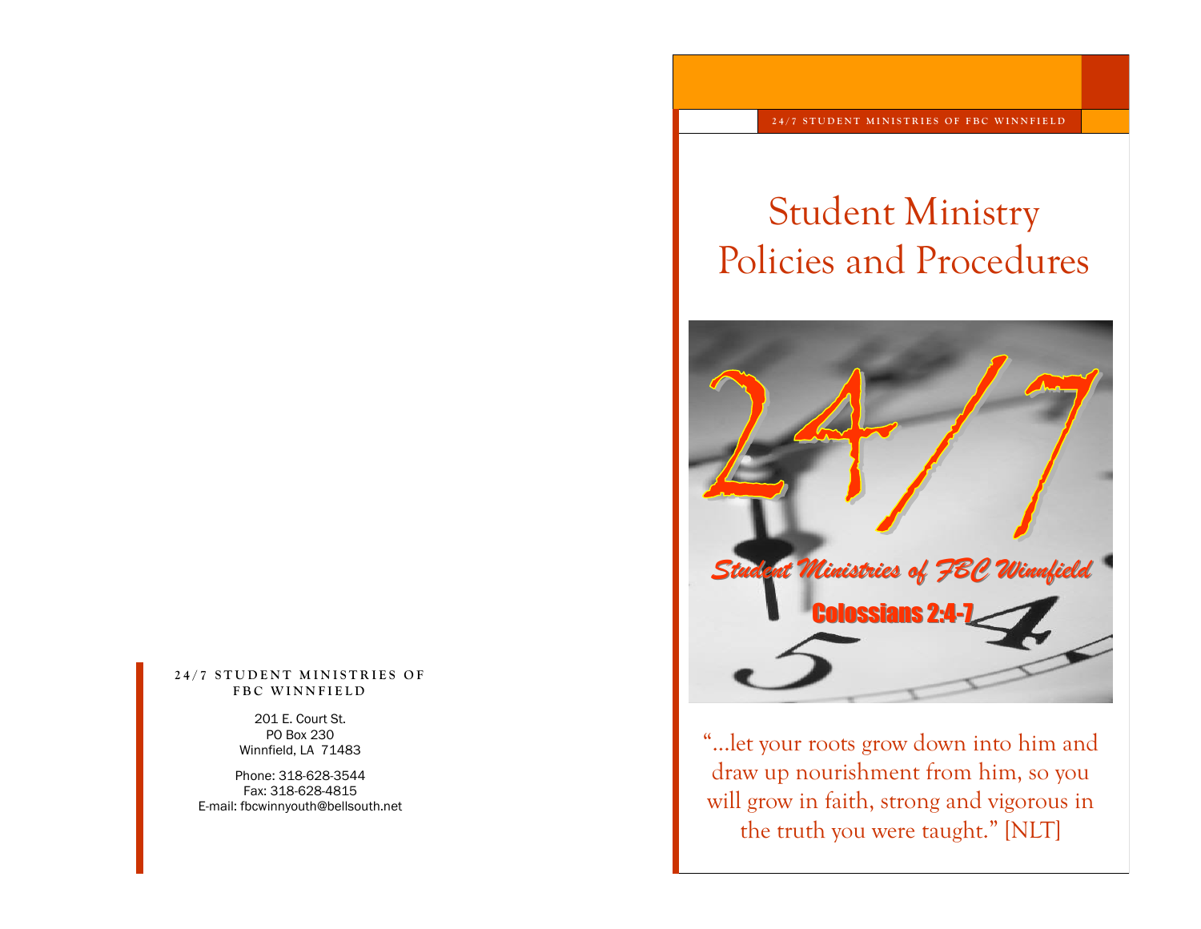**24/7 STUDENT MINISTRIES OF FBC WINNFIELD**

201 E. Court St.
PO Box 230
Winnfield, LA 71483

Phone: 318-628-3544
Fax: 318-628-4815
E-mail: fbcwinnyouth@bellsouth.net

24/7 STUDENT MINISTRIES OF FBC WINNFIELD

# Student Ministry Policies and Procedures

24/7

*Student Ministries of FBC Winnfield*

Colossians 2:4-7

"...let your roots grow down into him and draw up nourishment from him, so you will grow in faith, strong and vigorous in the truth you were taught." [NLT]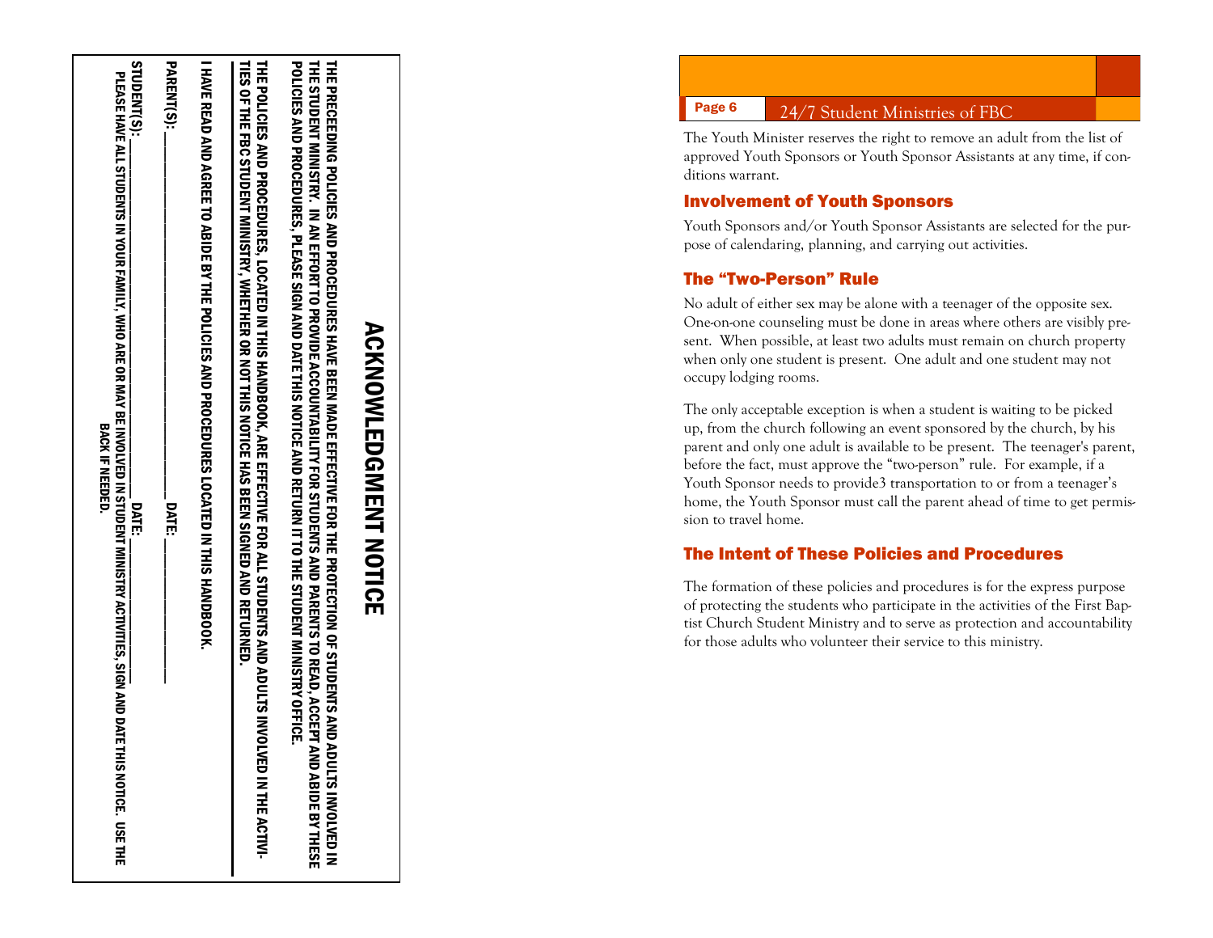# ACKNOWLEDGMENT NOTICE

THE PRECEEDING POLICIES AND PROCEDURES HAVE BEEN MADE EFFECTIVE FOR THE PROTECTION OF STUDENTS AND ADULTS INVOLVED IN THE STUDENT MINISTRY. IN AN EFFORT TO PROVIDE ACCOUNTABILITY FOR STUDENTS AND PARENTS TO READ, ACCEPT AND ABIDE BY THESE POLICIES AND PROCEDURES, PLEASE SIGN AND DATE THIS NOTICE AND RETURN IT TO THE STUDENT MINISTRY OFFICE.

THE POLICIES AND PROCEDURES, LOCATED IN THIS HANDBOOK, ARE EFFECTIVE FOR ALL STUDENTS AND ADULTS INVOLVED IN THE ACTIVITIES OF THE FBC STUDENT MINISTRY, WHETHER OR NOT THIS NOTICE HAS BEEN SIGNED AND RETURNED.

I HAVE READ AND AGREE TO ABIDE BY THE POLICIES AND PROCEDURES LOCATED IN THIS HANDBOOK.

PARENT(S): ______________________________ DATE: ____________

STUDENT(S): ____________________________ DATE: ____________

PLEASE HAVE ALL STUDENTS IN YOUR FAMILY, WHO ARE OR MAY BE INVOLVED IN STUDENT MINISTRY ACTIVITIES, SIGN AND DATE THIS NOTICE. USE THE BACK IF NEEDED.

The Youth Minister reserves the right to remove an adult from the list of approved Youth Sponsors or Youth Sponsor Assistants at any time, if conditions warrant.

## Involvement of Youth Sponsors

Youth Sponsors and/or Youth Sponsor Assistants are selected for the purpose of calendaring, planning, and carrying out activities.

## The "Two-Person" Rule

No adult of either sex may be alone with a teenager of the opposite sex. One-on-one counseling must be done in areas where others are visibly present. When possible, at least two adults must remain on church property when only one student is present. One adult and one student may not occupy lodging rooms.

The only acceptable exception is when a student is waiting to be picked up, from the church following an event sponsored by the church, by his parent and only one adult is available to be present. The teenager's parent, before the fact, must approve the "two-person" rule. For example, if a Youth Sponsor needs to provide3 transportation to or from a teenager's home, the Youth Sponsor must call the parent ahead of time to get permission to travel home.

## The Intent of These Policies and Procedures

The formation of these policies and procedures is for the express purpose of protecting the students who participate in the activities of the First Baptist Church Student Ministry and to serve as protection and accountability for those adults who volunteer their service to this ministry.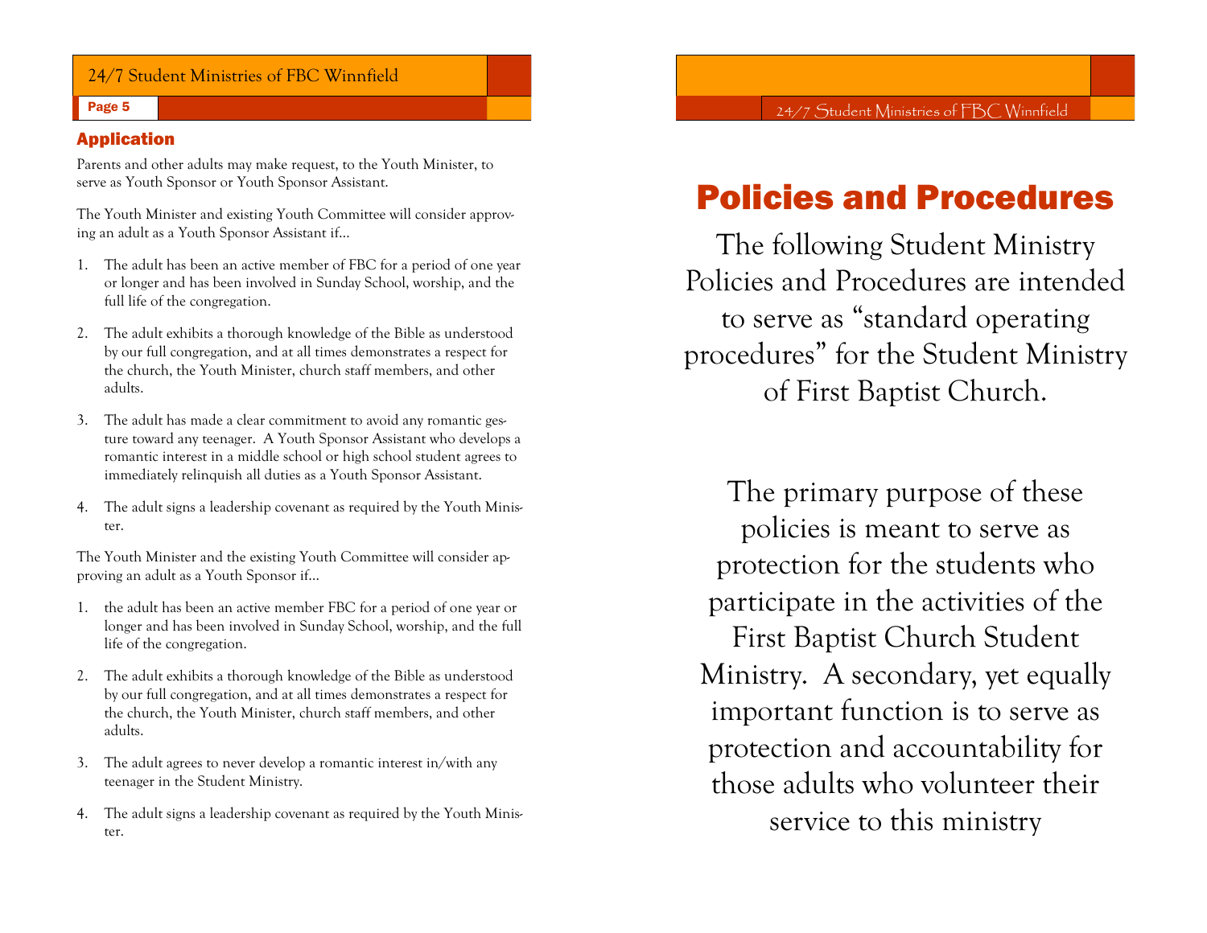## Application

Parents and other adults may make request, to the Youth Minister, to serve as Youth Sponsor or Youth Sponsor Assistant.

The Youth Minister and existing Youth Committee will consider approving an adult as a Youth Sponsor Assistant if…

1. The adult has been an active member of FBC for a period of one year or longer and has been involved in Sunday School, worship, and the full life of the congregation.
2. The adult exhibits a thorough knowledge of the Bible as understood by our full congregation, and at all times demonstrates a respect for the church, the Youth Minister, church staff members, and other adults.
3. The adult has made a clear commitment to avoid any romantic gesture toward any teenager. A Youth Sponsor Assistant who develops a romantic interest in a middle school or high school student agrees to immediately relinquish all duties as a Youth Sponsor Assistant.
4. The adult signs a leadership covenant as required by the Youth Minister.

The Youth Minister and the existing Youth Committee will consider approving an adult as a Youth Sponsor if…

1. the adult has been an active member FBC for a period of one year or longer and has been involved in Sunday School, worship, and the full life of the congregation.
2. The adult exhibits a thorough knowledge of the Bible as understood by our full congregation, and at all times demonstrates a respect for the church, the Youth Minister, church staff members, and other adults.
3. The adult agrees to never develop a romantic interest in/with any teenager in the Student Ministry.
4. The adult signs a leadership covenant as required by the Youth Minister.

# Policies and Procedures

The following Student Ministry Policies and Procedures are intended to serve as "standard operating procedures" for the Student Ministry of First Baptist Church.

The primary purpose of these policies is meant to serve as protection for the students who participate in the activities of the First Baptist Church Student Ministry. A secondary, yet equally important function is to serve as protection and accountability for those adults who volunteer their service to this ministry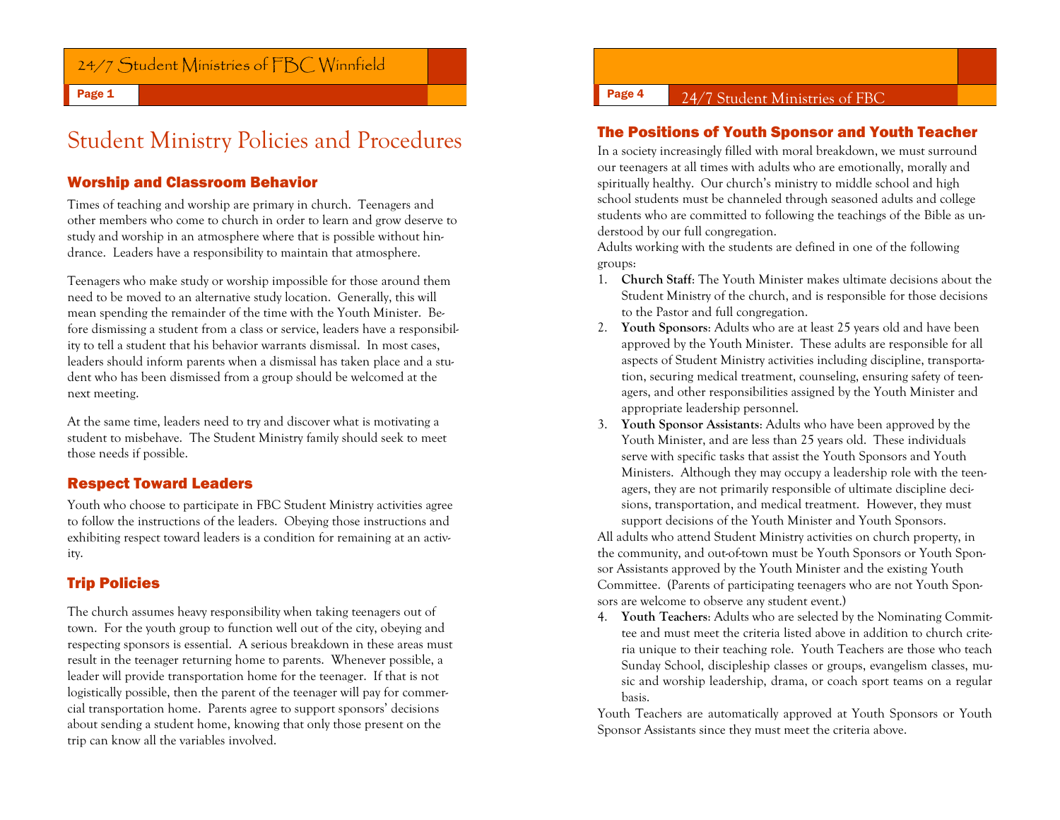# Student Ministry Policies and Procedures

## Worship and Classroom Behavior

Times of teaching and worship are primary in church. Teenagers and other members who come to church in order to learn and grow deserve to study and worship in an atmosphere where that is possible without hindrance. Leaders have a responsibility to maintain that atmosphere.

Teenagers who make study or worship impossible for those around them need to be moved to an alternative study location. Generally, this will mean spending the remainder of the time with the Youth Minister. Before dismissing a student from a class or service, leaders have a responsibility to tell a student that his behavior warrants dismissal. In most cases, leaders should inform parents when a dismissal has taken place and a student who has been dismissed from a group should be welcomed at the next meeting.

At the same time, leaders need to try and discover what is motivating a student to misbehave. The Student Ministry family should seek to meet those needs if possible.

## Respect Toward Leaders

Youth who choose to participate in FBC Student Ministry activities agree to follow the instructions of the leaders. Obeying those instructions and exhibiting respect toward leaders is a condition for remaining at an activity.

## Trip Policies

The church assumes heavy responsibility when taking teenagers out of town. For the youth group to function well out of the city, obeying and respecting sponsors is essential. A serious breakdown in these areas must result in the teenager returning home to parents. Whenever possible, a leader will provide transportation home for the teenager. If that is not logistically possible, then the parent of the teenager will pay for commercial transportation home. Parents agree to support sponsors' decisions about sending a student home, knowing that only those present on the trip can know all the variables involved.

## The Positions of Youth Sponsor and Youth Teacher

In a society increasingly filled with moral breakdown, we must surround our teenagers at all times with adults who are emotionally, morally and spiritually healthy. Our church's ministry to middle school and high school students must be channeled through seasoned adults and college students who are committed to following the teachings of the Bible as understood by our full congregation.

Adults working with the students are defined in one of the following groups:

1. **Church Staff**: The Youth Minister makes ultimate decisions about the Student Ministry of the church, and is responsible for those decisions to the Pastor and full congregation.
2. **Youth Sponsors**: Adults who are at least 25 years old and have been approved by the Youth Minister. These adults are responsible for all aspects of Student Ministry activities including discipline, transportation, securing medical treatment, counseling, ensuring safety of teenagers, and other responsibilities assigned by the Youth Minister and appropriate leadership personnel.
3. **Youth Sponsor Assistants**: Adults who have been approved by the Youth Minister, and are less than 25 years old. These individuals serve with specific tasks that assist the Youth Sponsors and Youth Ministers. Although they may occupy a leadership role with the teenagers, they are not primarily responsible of ultimate discipline decisions, transportation, and medical treatment. However, they must support decisions of the Youth Minister and Youth Sponsors.

All adults who attend Student Ministry activities on church property, in the community, and out-of-town must be Youth Sponsors or Youth Sponsor Assistants approved by the Youth Minister and the existing Youth Committee. (Parents of participating teenagers who are not Youth Sponsors are welcome to observe any student event.)

4. **Youth Teachers**: Adults who are selected by the Nominating Committee and must meet the criteria listed above in addition to church criteria unique to their teaching role. Youth Teachers are those who teach Sunday School, discipleship classes or groups, evangelism classes, music and worship leadership, drama, or coach sport teams on a regular basis.

Youth Teachers are automatically approved at Youth Sponsors or Youth Sponsor Assistants since they must meet the criteria above.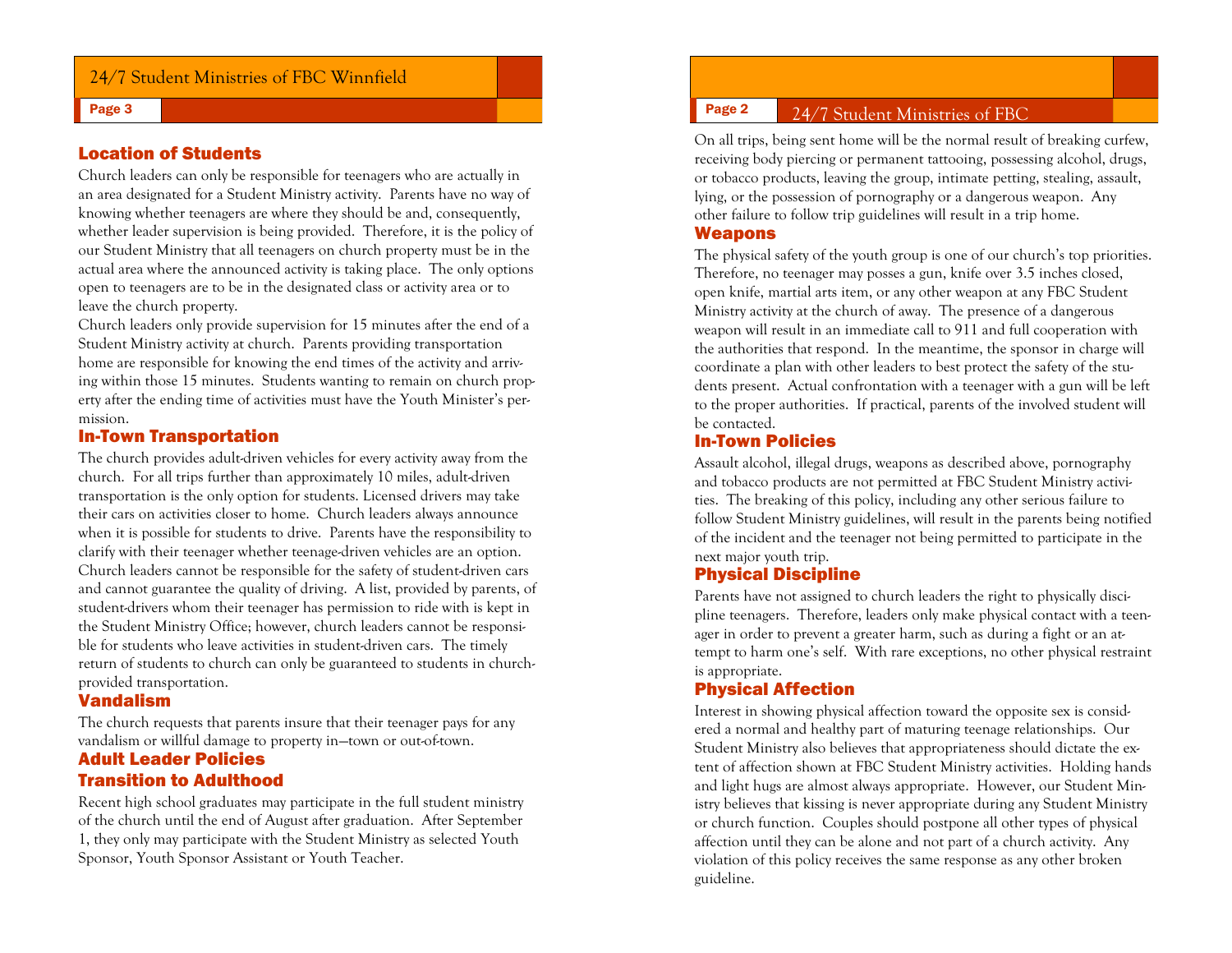## Location of Students

Church leaders can only be responsible for teenagers who are actually in an area designated for a Student Ministry activity. Parents have no way of knowing whether teenagers are where they should be and, consequently, whether leader supervision is being provided. Therefore, it is the policy of our Student Ministry that all teenagers on church property must be in the actual area where the announced activity is taking place. The only options open to teenagers are to be in the designated class or activity area or to leave the church property.

Church leaders only provide supervision for 15 minutes after the end of a Student Ministry activity at church. Parents providing transportation home are responsible for knowing the end times of the activity and arriving within those 15 minutes. Students wanting to remain on church property after the ending time of activities must have the Youth Minister's permission.

## In-Town Transportation

The church provides adult-driven vehicles for every activity away from the church. For all trips further than approximately 10 miles, adult-driven transportation is the only option for students. Licensed drivers may take their cars on activities closer to home. Church leaders always announce when it is possible for students to drive. Parents have the responsibility to clarify with their teenager whether teenage-driven vehicles are an option. Church leaders cannot be responsible for the safety of student-driven cars and cannot guarantee the quality of driving. A list, provided by parents, of student-drivers whom their teenager has permission to ride with is kept in the Student Ministry Office; however, church leaders cannot be responsible for students who leave activities in student-driven cars. The timely return of students to church can only be guaranteed to students in church-provided transportation.

## Vandalism

The church requests that parents insure that their teenager pays for any vandalism or willful damage to property in—town or out-of-town.

## Adult Leader Policies

## Transition to Adulthood

Recent high school graduates may participate in the full student ministry of the church until the end of August after graduation. After September 1, they only may participate with the Student Ministry as selected Youth Sponsor, Youth Sponsor Assistant or Youth Teacher.

On all trips, being sent home will be the normal result of breaking curfew, receiving body piercing or permanent tattooing, possessing alcohol, drugs, or tobacco products, leaving the group, intimate petting, stealing, assault, lying, or the possession of pornography or a dangerous weapon. Any other failure to follow trip guidelines will result in a trip home.

## Weapons

The physical safety of the youth group is one of our church's top priorities. Therefore, no teenager may posses a gun, knife over 3.5 inches closed, open knife, martial arts item, or any other weapon at any FBC Student Ministry activity at the church of away. The presence of a dangerous weapon will result in an immediate call to 911 and full cooperation with the authorities that respond. In the meantime, the sponsor in charge will coordinate a plan with other leaders to best protect the safety of the students present. Actual confrontation with a teenager with a gun will be left to the proper authorities. If practical, parents of the involved student will be contacted.

## In-Town Policies

Assault alcohol, illegal drugs, weapons as described above, pornography and tobacco products are not permitted at FBC Student Ministry activities. The breaking of this policy, including any other serious failure to follow Student Ministry guidelines, will result in the parents being notified of the incident and the teenager not being permitted to participate in the next major youth trip.

## Physical Discipline

Parents have not assigned to church leaders the right to physically discipline teenagers. Therefore, leaders only make physical contact with a teenager in order to prevent a greater harm, such as during a fight or an attempt to harm one's self. With rare exceptions, no other physical restraint is appropriate.

## Physical Affection

Interest in showing physical affection toward the opposite sex is considered a normal and healthy part of maturing teenage relationships. Our Student Ministry also believes that appropriateness should dictate the extent of affection shown at FBC Student Ministry activities. Holding hands and light hugs are almost always appropriate. However, our Student Ministry believes that kissing is never appropriate during any Student Ministry or church function. Couples should postpone all other types of physical affection until they can be alone and not part of a church activity. Any violation of this policy receives the same response as any other broken guideline.